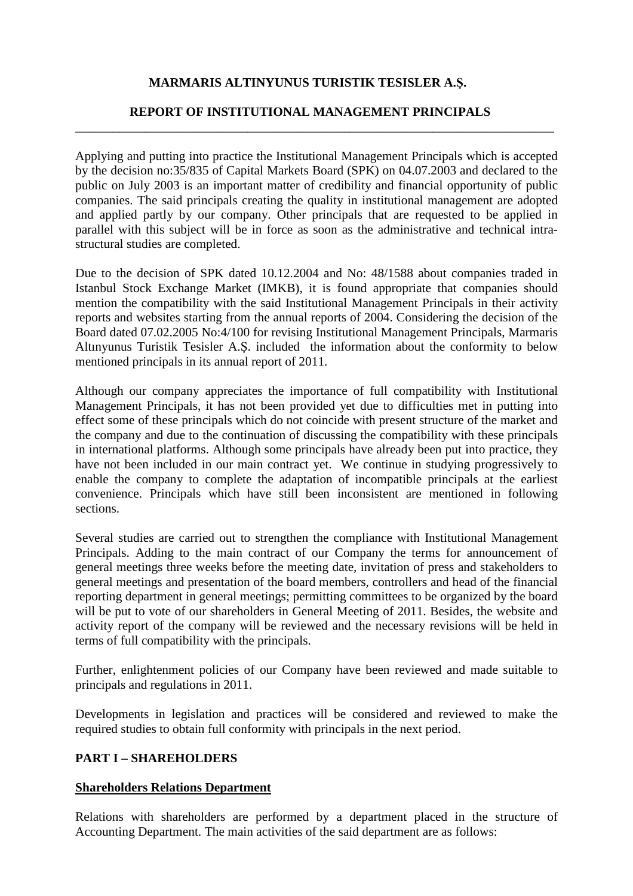# MARMARIS ALTINYUNUS TURISTIK TESISLER A.Ş.

## REPORT OF INSTITUTIONAL MANAGEMENT PRINCIPALS

---

Applying and putting into practice the Institutional Management Principals which is accepted by the decision no:35/835 of Capital Markets Board (SPK) on 04.07.2003 and declared to the public on July 2003 is an important matter of credibility and financial opportunity of public companies. The said principals creating the quality in institutional management are adopted and applied partly by our company. Other principals that are requested to be applied in parallel with this subject will be in force as soon as the administrative and technical intra-structural studies are completed.

Due to the decision of SPK dated 10.12.2004 and No: 48/1588 about companies traded in Istanbul Stock Exchange Market (IMKB), it is found appropriate that companies should mention the compatibility with the said Institutional Management Principals in their activity reports and websites starting from the annual reports of 2004. Considering the decision of the Board dated 07.02.2005 No:4/100 for revising Institutional Management Principals, Marmaris Altınyunus Turistik Tesisler A.Ş. included the information about the conformity to below mentioned principals in its annual report of 2011.

Although our company appreciates the importance of full compatibility with Institutional Management Principals, it has not been provided yet due to difficulties met in putting into effect some of these principals which do not coincide with present structure of the market and the company and due to the continuation of discussing the compatibility with these principals in international platforms. Although some principals have already been put into practice, they have not been included in our main contract yet. We continue in studying progressively to enable the company to complete the adaptation of incompatible principals at the earliest convenience. Principals which have still been inconsistent are mentioned in following sections.

Several studies are carried out to strengthen the compliance with Institutional Management Principals. Adding to the main contract of our Company the terms for announcement of general meetings three weeks before the meeting date, invitation of press and stakeholders to general meetings and presentation of the board members, controllers and head of the financial reporting department in general meetings; permitting committees to be organized by the board will be put to vote of our shareholders in General Meeting of 2011. Besides, the website and activity report of the company will be reviewed and the necessary revisions will be held in terms of full compatibility with the principals.

Further, enlightenment policies of our Company have been reviewed and made suitable to principals and regulations in 2011.

Developments in legislation and practices will be considered and reviewed to make the required studies to obtain full conformity with principals in the next period.

## PART I – SHAREHOLDERS

**Shareholders Relations Department**

Relations with shareholders are performed by a department placed in the structure of Accounting Department. The main activities of the said department are as follows: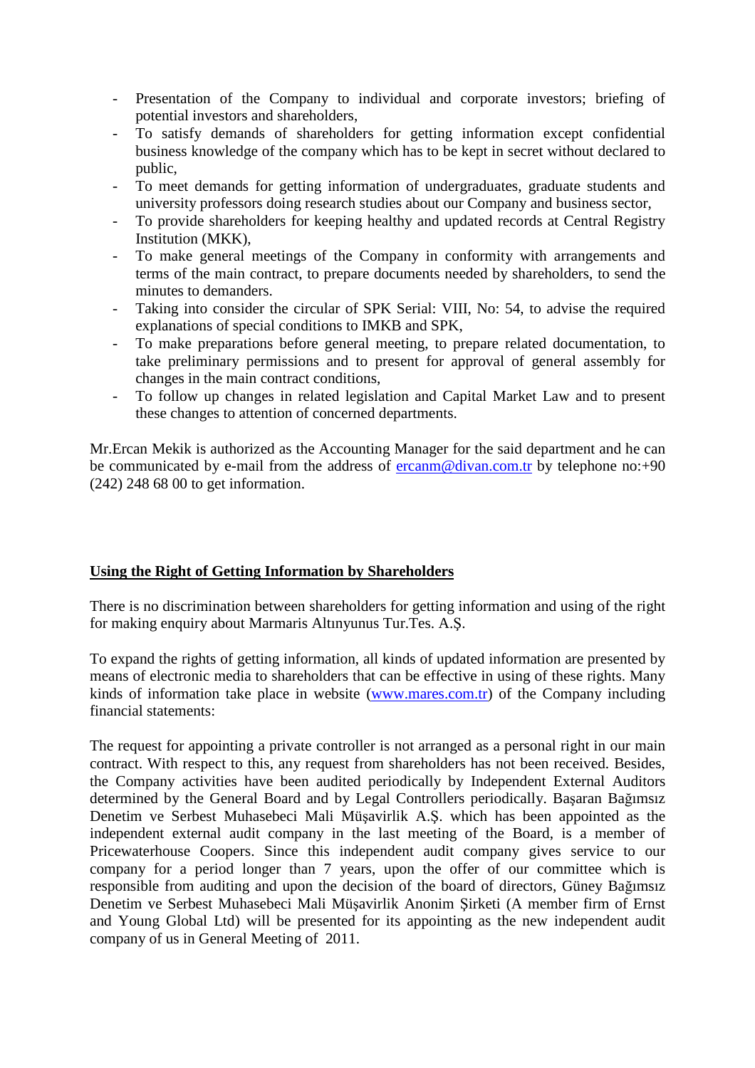- Presentation of the Company to individual and corporate investors; briefing of potential investors and shareholders,
- To satisfy demands of shareholders for getting information except confidential business knowledge of the company which has to be kept in secret without declared to public,
- To meet demands for getting information of undergraduates, graduate students and university professors doing research studies about our Company and business sector,
- To provide shareholders for keeping healthy and updated records at Central Registry Institution (MKK),
- To make general meetings of the Company in conformity with arrangements and terms of the main contract, to prepare documents needed by shareholders, to send the minutes to demanders.
- Taking into consider the circular of SPK Serial: VIII, No: 54, to advise the required explanations of special conditions to IMKB and SPK,
- To make preparations before general meeting, to prepare related documentation, to take preliminary permissions and to present for approval of general assembly for changes in the main contract conditions,
- To follow up changes in related legislation and Capital Market Law and to present these changes to attention of concerned departments.

Mr.Ercan Mekik is authorized as the Accounting Manager for the said department and he can be communicated by e-mail from the address of ercanm@divan.com.tr by telephone no:+90 (242) 248 68 00 to get information.

**Using the Right of Getting Information by Shareholders**

There is no discrimination between shareholders for getting information and using of the right for making enquiry about Marmaris Altınyunus Tur.Tes. A.Ş.

To expand the rights of getting information, all kinds of updated information are presented by means of electronic media to shareholders that can be effective in using of these rights. Many kinds of information take place in website (www.mares.com.tr) of the Company including financial statements:

The request for appointing a private controller is not arranged as a personal right in our main contract. With respect to this, any request from shareholders has not been received. Besides, the Company activities have been audited periodically by Independent External Auditors determined by the General Board and by Legal Controllers periodically. Başaran Bağımsız Denetim ve Serbest Muhasebeci Mali Müşavirlik A.Ş. which has been appointed as the independent external audit company in the last meeting of the Board, is a member of Pricewaterhouse Coopers. Since this independent audit company gives service to our company for a period longer than 7 years, upon the offer of our committee which is responsible from auditing and upon the decision of the board of directors, Güney Bağımsız Denetim ve Serbest Muhasebeci Mali Müşavirlik Anonim Şirketi (A member firm of Ernst and Young Global Ltd) will be presented for its appointing as the new independent audit company of us in General Meeting of 2011.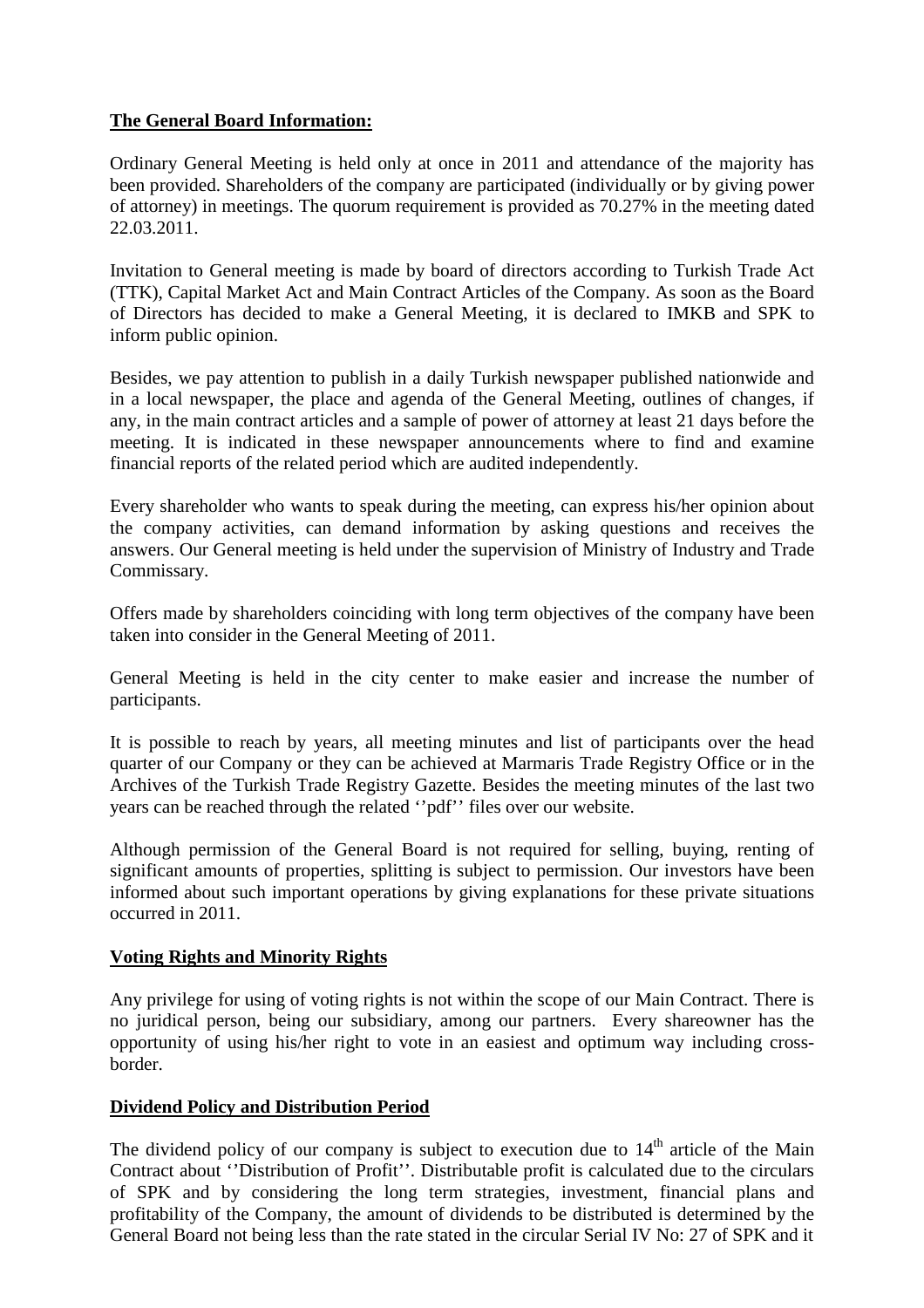**The General Board Information:**

Ordinary General Meeting is held only at once in 2011 and attendance of the majority has been provided. Shareholders of the company are participated (individually or by giving power of attorney) in meetings. The quorum requirement is provided as 70.27% in the meeting dated 22.03.2011.

Invitation to General meeting is made by board of directors according to Turkish Trade Act (TTK), Capital Market Act and Main Contract Articles of the Company. As soon as the Board of Directors has decided to make a General Meeting, it is declared to IMKB and SPK to inform public opinion.

Besides, we pay attention to publish in a daily Turkish newspaper published nationwide and in a local newspaper, the place and agenda of the General Meeting, outlines of changes, if any, in the main contract articles and a sample of power of attorney at least 21 days before the meeting. It is indicated in these newspaper announcements where to find and examine financial reports of the related period which are audited independently.

Every shareholder who wants to speak during the meeting, can express his/her opinion about the company activities, can demand information by asking questions and receives the answers. Our General meeting is held under the supervision of Ministry of Industry and Trade Commissary.

Offers made by shareholders coinciding with long term objectives of the company have been taken into consider in the General Meeting of 2011.

General Meeting is held in the city center to make easier and increase the number of participants.

It is possible to reach by years, all meeting minutes and list of participants over the head quarter of our Company or they can be achieved at Marmaris Trade Registry Office or in the Archives of the Turkish Trade Registry Gazette. Besides the meeting minutes of the last two years can be reached through the related ''pdf'' files over our website.

Although permission of the General Board is not required for selling, buying, renting of significant amounts of properties, splitting is subject to permission. Our investors have been informed about such important operations by giving explanations for these private situations occurred in 2011.

**Voting Rights and Minority Rights**

Any privilege for using of voting rights is not within the scope of our Main Contract. There is no juridical person, being our subsidiary, among our partners. Every shareowner has the opportunity of using his/her right to vote in an easiest and optimum way including cross-border.

**Dividend Policy and Distribution Period**

The dividend policy of our company is subject to execution due to 14th article of the Main Contract about ''Distribution of Profit''. Distributable profit is calculated due to the circulars of SPK and by considering the long term strategies, investment, financial plans and profitability of the Company, the amount of dividends to be distributed is determined by the General Board not being less than the rate stated in the circular Serial IV No: 27 of SPK and it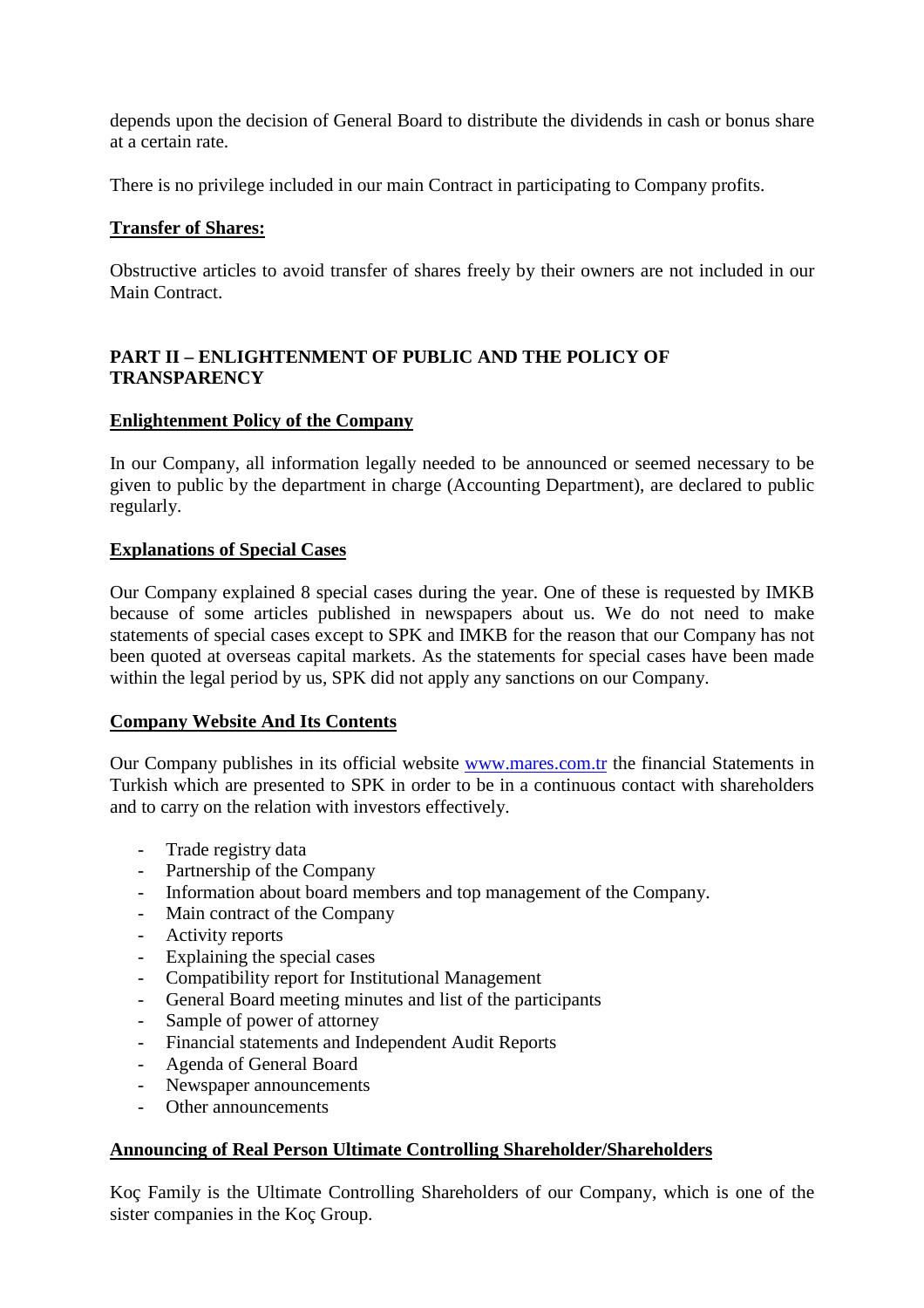depends upon the decision of General Board to distribute the dividends in cash or bonus share at a certain rate.

There is no privilege included in our main Contract in participating to Company profits.

**Transfer of Shares:**

Obstructive articles to avoid transfer of shares freely by their owners are not included in our Main Contract.

## PART II – ENLIGHTENMENT OF PUBLIC AND THE POLICY OF TRANSPARENCY

**Enlightenment Policy of the Company**

In our Company, all information legally needed to be announced or seemed necessary to be given to public by the department in charge (Accounting Department), are declared to public regularly.

**Explanations of Special Cases**

Our Company explained 8 special cases during the year. One of these is requested by IMKB because of some articles published in newspapers about us. We do not need to make statements of special cases except to SPK and IMKB for the reason that our Company has not been quoted at overseas capital markets. As the statements for special cases have been made within the legal period by us, SPK did not apply any sanctions on our Company.

**Company Website And Its Contents**

Our Company publishes in its official website www.mares.com.tr the financial Statements in Turkish which are presented to SPK in order to be in a continuous contact with shareholders and to carry on the relation with investors effectively.

- Trade registry data
- Partnership of the Company
- Information about board members and top management of the Company.
- Main contract of the Company
- Activity reports
- Explaining the special cases
- Compatibility report for Institutional Management
- General Board meeting minutes and list of the participants
- Sample of power of attorney
- Financial statements and Independent Audit Reports
- Agenda of General Board
- Newspaper announcements
- Other announcements

**Announcing of Real Person Ultimate Controlling Shareholder/Shareholders**

Koç Family is the Ultimate Controlling Shareholders of our Company, which is one of the sister companies in the Koç Group.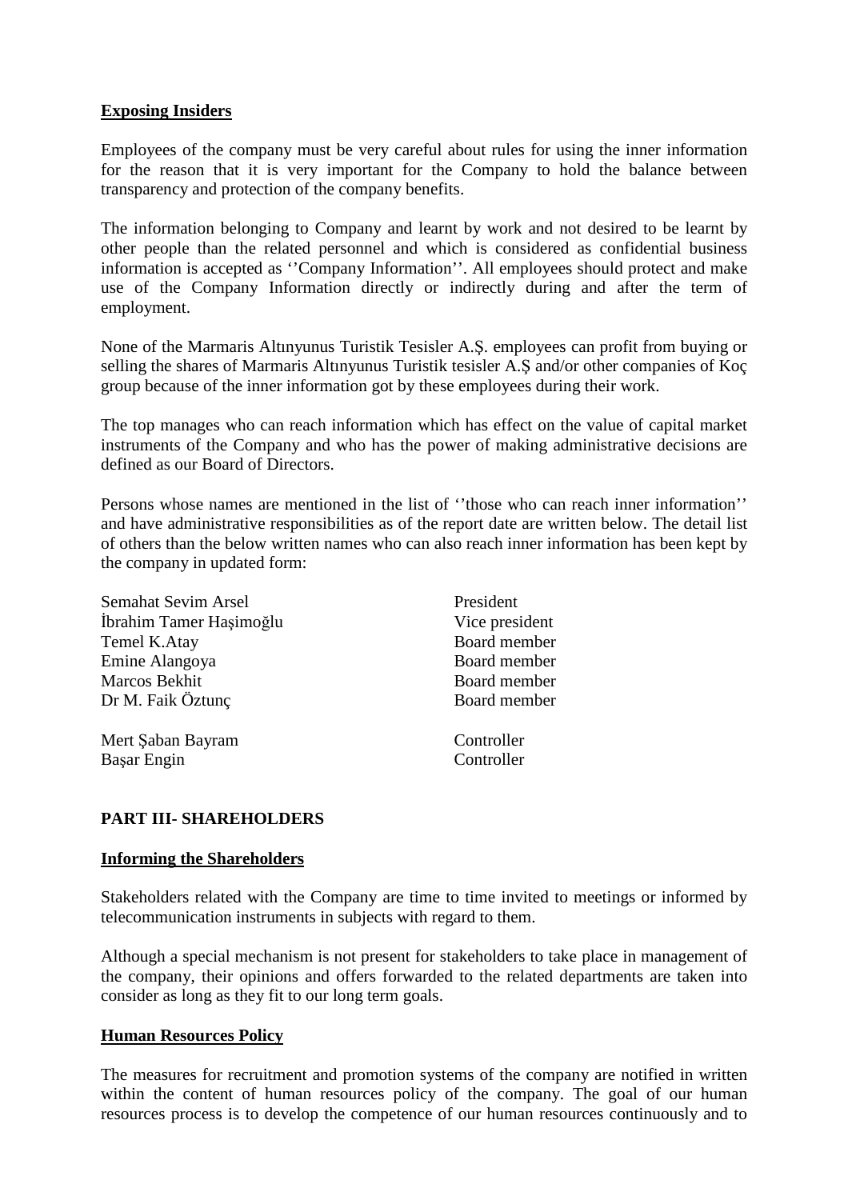**Exposing Insiders**

Employees of the company must be very careful about rules for using the inner information for the reason that it is very important for the Company to hold the balance between transparency and protection of the company benefits.

The information belonging to Company and learnt by work and not desired to be learnt by other people than the related personnel and which is considered as confidential business information is accepted as ''Company Information''. All employees should protect and make use of the Company Information directly or indirectly during and after the term of employment.

None of the Marmaris Altınyunus Turistik Tesisler A.Ş. employees can profit from buying or selling the shares of Marmaris Altınyunus Turistik tesisler A.Ş and/or other companies of Koç group because of the inner information got by these employees during their work.

The top manages who can reach information which has effect on the value of capital market instruments of the Company and who has the power of making administrative decisions are defined as our Board of Directors.

Persons whose names are mentioned in the list of ''those who can reach inner information'' and have administrative responsibilities as of the report date are written below. The detail list of others than the below written names who can also reach inner information has been kept by the company in updated form:

| | |
|---|---|
| Semahat Sevim Arsel | President |
| İbrahim Tamer Haşimoğlu | Vice president |
| Temel K.Atay | Board member |
| Emine Alangoya | Board member |
| Marcos Bekhit | Board member |
| Dr M. Faik Öztunç | Board member |
| Mert Şaban Bayram | Controller |
| Başar Engin | Controller |

**PART III- SHAREHOLDERS**

**Informing the Shareholders**

Stakeholders related with the Company are time to time invited to meetings or informed by telecommunication instruments in subjects with regard to them.

Although a special mechanism is not present for stakeholders to take place in management of the company, their opinions and offers forwarded to the related departments are taken into consider as long as they fit to our long term goals.

**Human Resources Policy**

The measures for recruitment and promotion systems of the company are notified in written within the content of human resources policy of the company. The goal of our human resources process is to develop the competence of our human resources continuously and to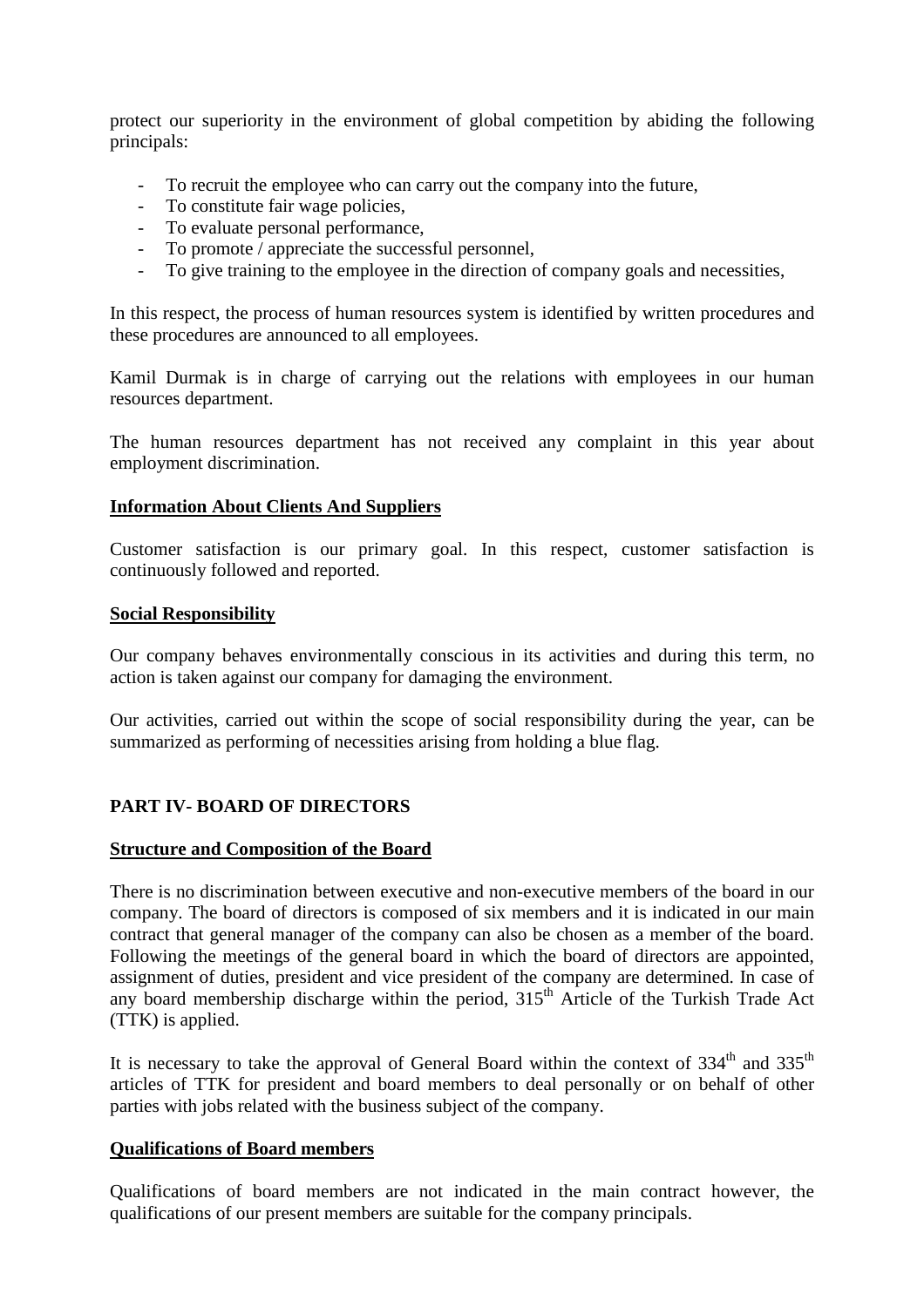protect our superiority in the environment of global competition by abiding the following principals:

- To recruit the employee who can carry out the company into the future,
- To constitute fair wage policies,
- To evaluate personal performance,
- To promote / appreciate the successful personnel,
- To give training to the employee in the direction of company goals and necessities,

In this respect, the process of human resources system is identified by written procedures and these procedures are announced to all employees.

Kamil Durmak is in charge of carrying out the relations with employees in our human resources department.

The human resources department has not received any complaint in this year about employment discrimination.

**Information About Clients And Suppliers**

Customer satisfaction is our primary goal. In this respect, customer satisfaction is continuously followed and reported.

**Social Responsibility**

Our company behaves environmentally conscious in its activities and during this term, no action is taken against our company for damaging the environment.

Our activities, carried out within the scope of social responsibility during the year, can be summarized as performing of necessities arising from holding a blue flag.

## PART IV- BOARD OF DIRECTORS

**Structure and Composition of the Board**

There is no discrimination between executive and non-executive members of the board in our company. The board of directors is composed of six members and it is indicated in our main contract that general manager of the company can also be chosen as a member of the board. Following the meetings of the general board in which the board of directors are appointed, assignment of duties, president and vice president of the company are determined. In case of any board membership discharge within the period, 315th Article of the Turkish Trade Act (TTK) is applied.

It is necessary to take the approval of General Board within the context of 334th and 335th articles of TTK for president and board members to deal personally or on behalf of other parties with jobs related with the business subject of the company.

**Qualifications of Board members**

Qualifications of board members are not indicated in the main contract however, the qualifications of our present members are suitable for the company principals.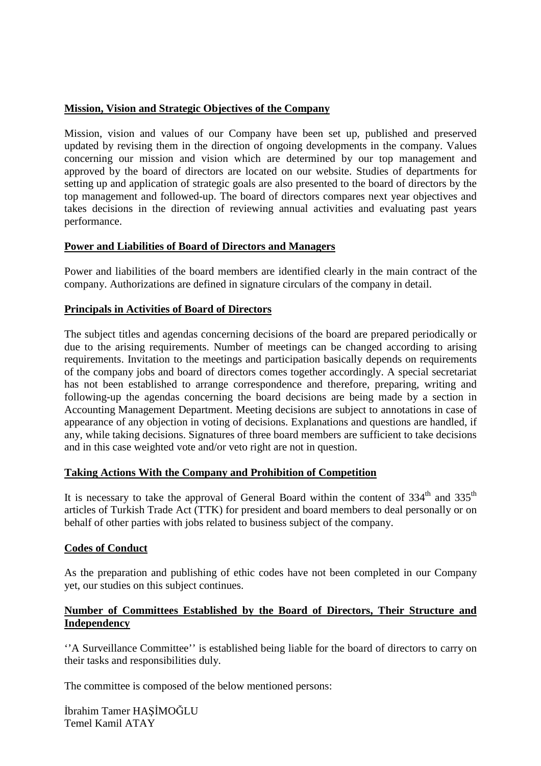**Mission, Vision and Strategic Objectives of the Company**

Mission, vision and values of our Company have been set up, published and preserved updated by revising them in the direction of ongoing developments in the company. Values concerning our mission and vision which are determined by our top management and approved by the board of directors are located on our website. Studies of departments for setting up and application of strategic goals are also presented to the board of directors by the top management and followed-up. The board of directors compares next year objectives and takes decisions in the direction of reviewing annual activities and evaluating past years performance.

**Power and Liabilities of Board of Directors and Managers**

Power and liabilities of the board members are identified clearly in the main contract of the company. Authorizations are defined in signature circulars of the company in detail.

**Principals in Activities of Board of Directors**

The subject titles and agendas concerning decisions of the board are prepared periodically or due to the arising requirements. Number of meetings can be changed according to arising requirements. Invitation to the meetings and participation basically depends on requirements of the company jobs and board of directors comes together accordingly. A special secretariat has not been established to arrange correspondence and therefore, preparing, writing and following-up the agendas concerning the board decisions are being made by a section in Accounting Management Department. Meeting decisions are subject to annotations in case of appearance of any objection in voting of decisions. Explanations and questions are handled, if any, while taking decisions. Signatures of three board members are sufficient to take decisions and in this case weighted vote and/or veto right are not in question.

**Taking Actions With the Company and Prohibition of Competition**

It is necessary to take the approval of General Board within the content of 334th and 335th articles of Turkish Trade Act (TTK) for president and board members to deal personally or on behalf of other parties with jobs related to business subject of the company.

**Codes of Conduct**

As the preparation and publishing of ethic codes have not been completed in our Company yet, our studies on this subject continues.

**Number of Committees Established by the Board of Directors, Their Structure and Independency**

''A Surveillance Committee'' is established being liable for the board of directors to carry on their tasks and responsibilities duly.

The committee is composed of the below mentioned persons:

İbrahim Tamer HAŞİMOĞLU
Temel Kamil ATAY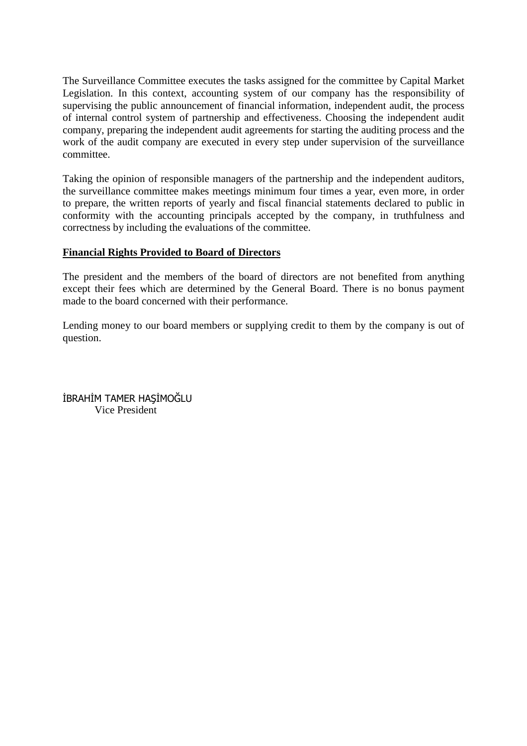The Surveillance Committee executes the tasks assigned for the committee by Capital Market Legislation. In this context, accounting system of our company has the responsibility of supervising the public announcement of financial information, independent audit, the process of internal control system of partnership and effectiveness. Choosing the independent audit company, preparing the independent audit agreements for starting the auditing process and the work of the audit company are executed in every step under supervision of the surveillance committee.

Taking the opinion of responsible managers of the partnership and the independent auditors, the surveillance committee makes meetings minimum four times a year, even more, in order to prepare, the written reports of yearly and fiscal financial statements declared to public in conformity with the accounting principals accepted by the company, in truthfulness and correctness by including the evaluations of the committee.

**Financial Rights Provided to Board of Directors**

The president and the members of the board of directors are not benefited from anything except their fees which are determined by the General Board. There is no bonus payment made to the board concerned with their performance.

Lending money to our board members or supplying credit to them by the company is out of question.

İBRAHİM TAMER HAŞİMOĞLU
Vice President